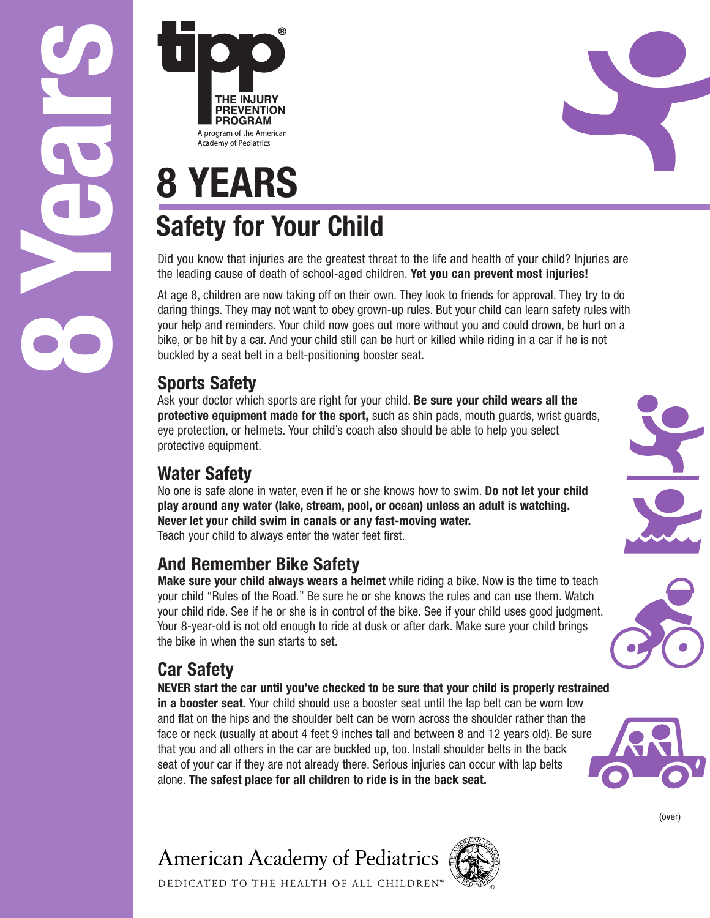**tipp**® THE INJURY PREVENTION PROGRAM

A program of the American Academy of Pediatrics

# 8 YEARS

## Safety for Your Child

Did you know that injuries are the greatest threat to the life and health of your child? Injuries are the leading cause of death of school-aged children. **Yet you can prevent most injuries!**

At age 8, children are now taking off on their own. They look to friends for approval. They try to do daring things. They may not want to obey grown-up rules. But your child can learn safety rules with your help and reminders. Your child now goes out more without you and could drown, be hurt on a bike, or be hit by a car. And your child still can be hurt or killed while riding in a car if he is not buckled by a seat belt in a belt-positioning booster seat.

### Sports Safety

Ask your doctor which sports are right for your child. **Be sure your child wears all the protective equipment made for the sport,** such as shin pads, mouth guards, wrist guards, eye protection, or helmets. Your child's coach also should be able to help you select protective equipment.

### Water Safety

No one is safe alone in water, even if he or she knows how to swim. **Do not let your child play around any water (lake, stream, pool, or ocean) unless an adult is watching. Never let your child swim in canals or any fast-moving water.**
Teach your child to always enter the water feet first.

### And Remember Bike Safety

**Make sure your child always wears a helmet** while riding a bike. Now is the time to teach your child "Rules of the Road." Be sure he or she knows the rules and can use them. Watch your child ride. See if he or she is in control of the bike. See if your child uses good judgment. Your 8-year-old is not old enough to ride at dusk or after dark. Make sure your child brings the bike in when the sun starts to set.

### Car Safety

**NEVER start the car until you've checked to be sure that your child is properly restrained in a booster seat.** Your child should use a booster seat until the lap belt can be worn low and flat on the hips and the shoulder belt can be worn across the shoulder rather than the face or neck (usually at about 4 feet 9 inches tall and between 8 and 12 years old). Be sure that you and all others in the car are buckled up, too. Install shoulder belts in the back seat of your car if they are not already there. Serious injuries can occur with lap belts alone. **The safest place for all children to ride is in the back seat.**

(over)

American Academy of Pediatrics
DEDICATED TO THE HEALTH OF ALL CHILDREN™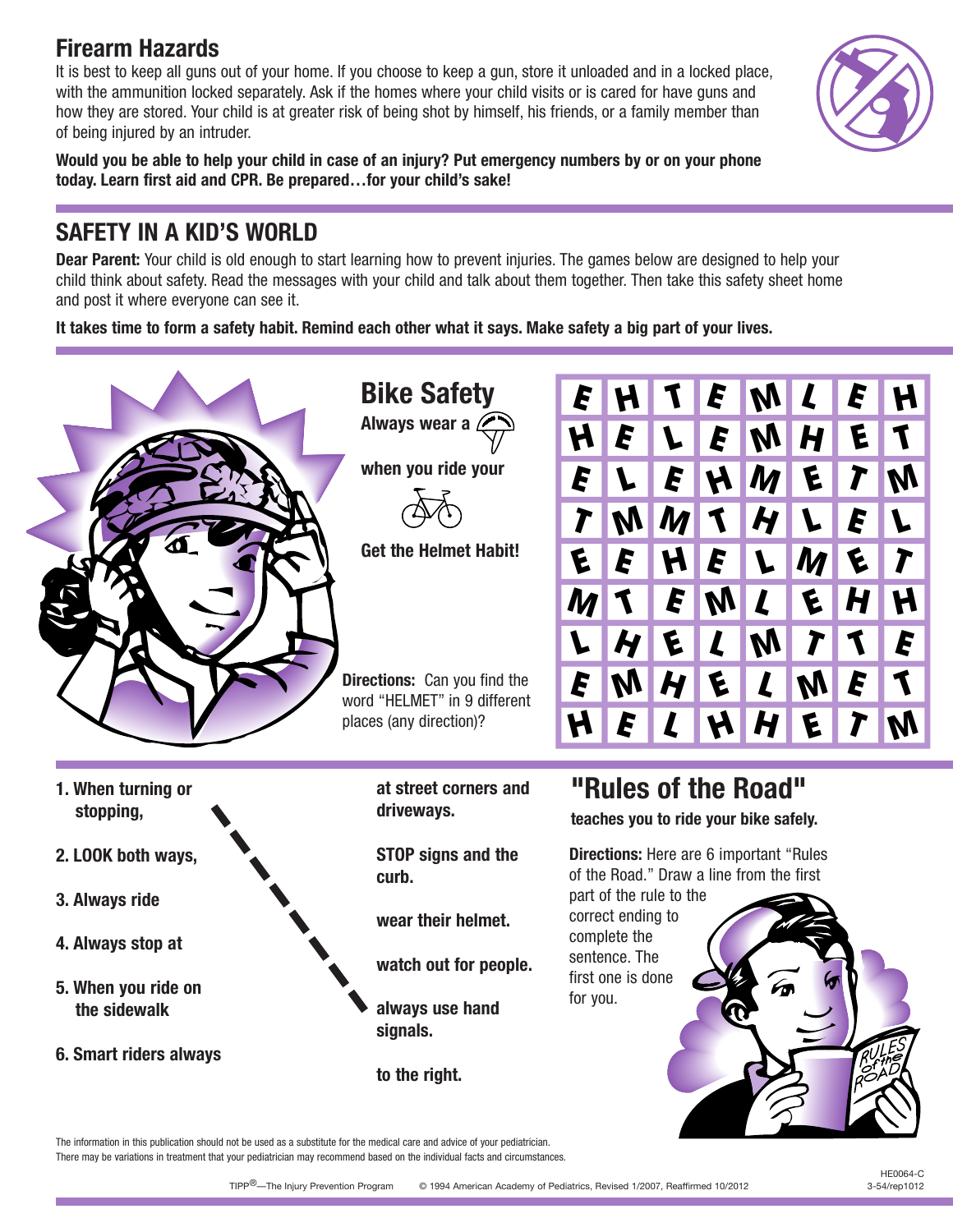## Firearm Hazards

It is best to keep all guns out of your home. If you choose to keep a gun, store it unloaded and in a locked place, with the ammunition locked separately. Ask if the homes where your child visits or is cared for have guns and how they are stored. Your child is at greater risk of being shot by himself, his friends, or a family member than of being injured by an intruder.

**Would you be able to help your child in case of an injury? Put emergency numbers by or on your phone today. Learn first aid and CPR. Be prepared…for your child's sake!**

## SAFETY IN A KID'S WORLD

**Dear Parent:** Your child is old enough to start learning how to prevent injuries. The games below are designed to help your child think about safety. Read the messages with your child and talk about them together. Then take this safety sheet home and post it where everyone can see it.

**It takes time to form a safety habit. Remind each other what it says. Make safety a big part of your lives.**

### Bike Safety

**Always wear a**

**when you ride your**

**Get the Helmet Habit!**

**Directions:** Can you find the word "HELMET" in 9 different places (any direction)?

| | | | | | | | |
|---|---|---|---|---|---|---|---|
| E | H | T | E | M | L | E | H |
| H | E | L | E | M | H | E | T |
| E | L | E | H | M | E | T | M |
| T | M | M | T | H | L | E | L |
| E | E | H | E | L | M | E | T |
| M | T | E | M | L | E | H | H |
| L | H | E | L | M | T | T | E |
| E | M | H | E | L | M | E | T |
| H | E | L | H | H | E | T | M |

### "Rules of the Road"

**teaches you to ride your bike safely.**

**Directions:** Here are 6 important "Rules of the Road." Draw a line from the first part of the rule to the correct ending to complete the sentence. The first one is done for you.

**1. When turning or stopping,**

**2. LOOK both ways,**

**3. Always ride**

**4. Always stop at**

**5. When you ride on the sidewalk**

**6. Smart riders always**

**at street corners and driveways.**

**STOP signs and the curb.**

**wear their helmet.**

**watch out for people.**

**always use hand signals.**

**to the right.**

The information in this publication should not be used as a substitute for the medical care and advice of your pediatrician. There may be variations in treatment that your pediatrician may recommend based on the individual facts and circumstances.

TIPP®—The Injury Prevention Program © 1994 American Academy of Pediatrics, Revised 1/2007, Reaffirmed 10/2012

HE0064-C
3-54/rep1012